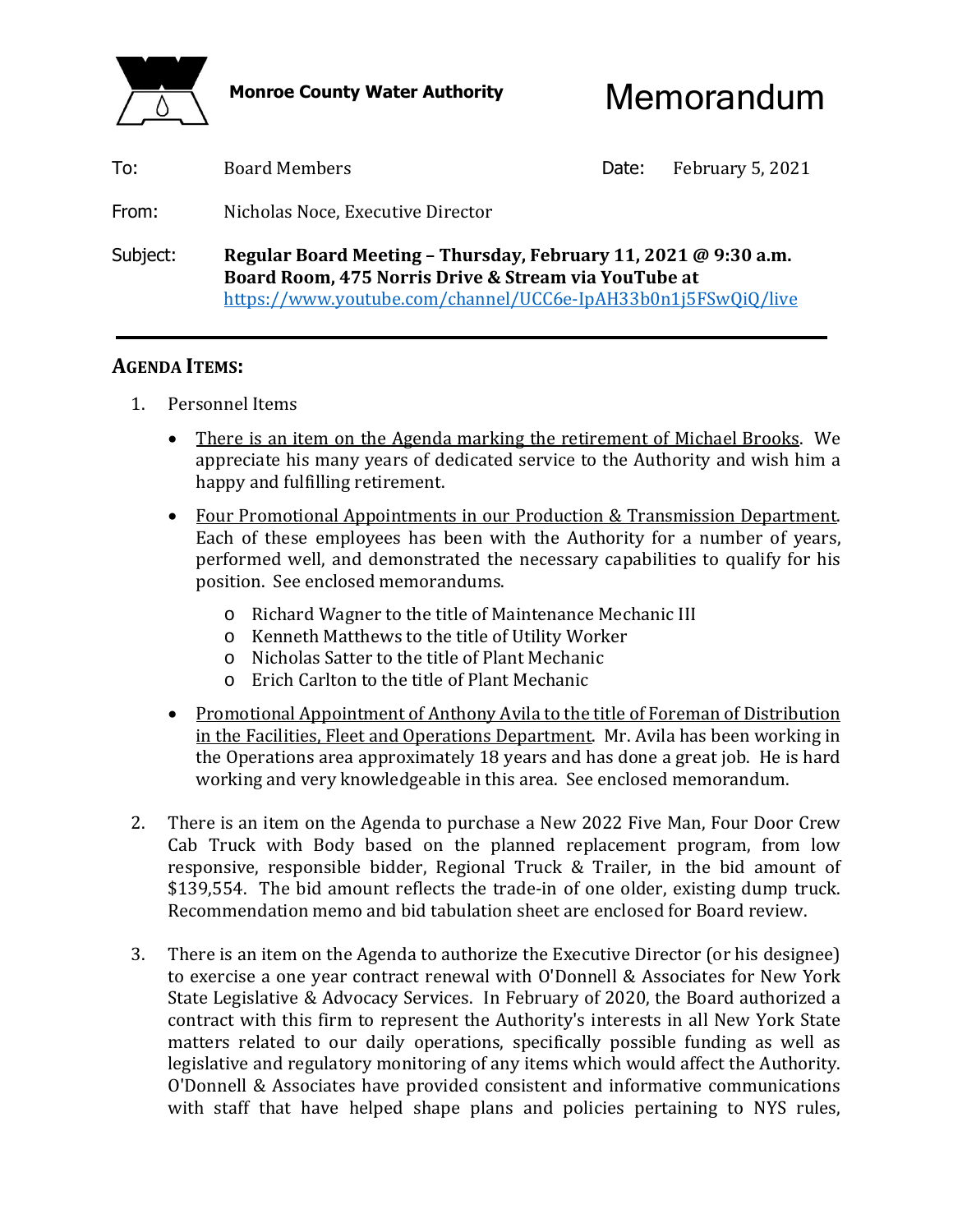**Monroe County Water Authority**

# Memorandum

To: Board Members

Date: February 5, 2021

From: Nicholas Noce, Executive Director

Subject: **Regular Board Meeting – Thursday, February 11, 2021 @ 9:30 a.m. Board Room, 475 Norris Drive & Stream via YouTube at** https://www.youtube.com/channel/UCC6e-IpAH33b0n1j5FSwQiQ/live

---

## AGENDA ITEMS:

1. Personnel Items

   - There is an item on the Agenda marking the retirement of Michael Brooks. We appreciate his many years of dedicated service to the Authority and wish him a happy and fulfilling retirement.
   - Four Promotional Appointments in our Production & Transmission Department. Each of these employees has been with the Authority for a number of years, performed well, and demonstrated the necessary capabilities to qualify for his position. See enclosed memorandums.
     - Richard Wagner to the title of Maintenance Mechanic III
     - Kenneth Matthews to the title of Utility Worker
     - Nicholas Satter to the title of Plant Mechanic
     - Erich Carlton to the title of Plant Mechanic
   - Promotional Appointment of Anthony Avila to the title of Foreman of Distribution in the Facilities, Fleet and Operations Department. Mr. Avila has been working in the Operations area approximately 18 years and has done a great job. He is hard working and very knowledgeable in this area. See enclosed memorandum.

2. There is an item on the Agenda to purchase a New 2022 Five Man, Four Door Crew Cab Truck with Body based on the planned replacement program, from low responsive, responsible bidder, Regional Truck & Trailer, in the bid amount of $139,554. The bid amount reflects the trade-in of one older, existing dump truck. Recommendation memo and bid tabulation sheet are enclosed for Board review.

3. There is an item on the Agenda to authorize the Executive Director (or his designee) to exercise a one year contract renewal with O'Donnell & Associates for New York State Legislative & Advocacy Services. In February of 2020, the Board authorized a contract with this firm to represent the Authority's interests in all New York State matters related to our daily operations, specifically possible funding as well as legislative and regulatory monitoring of any items which would affect the Authority. O'Donnell & Associates have provided consistent and informative communications with staff that have helped shape plans and policies pertaining to NYS rules,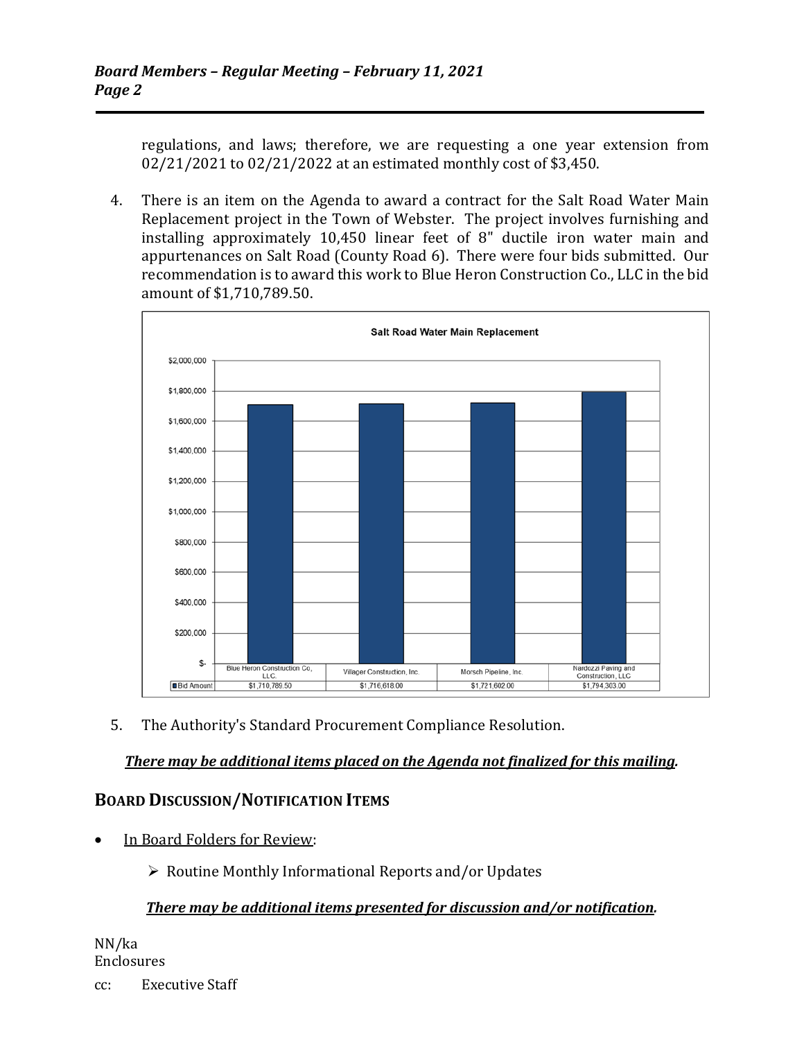regulations, and laws; therefore, we are requesting a one year extension from 02/21/2021 to 02/21/2022 at an estimated monthly cost of $3,450.

4. There is an item on the Agenda to award a contract for the Salt Road Water Main Replacement project in the Town of Webster. The project involves furnishing and installing approximately 10,450 linear feet of 8" ductile iron water main and appurtenances on Salt Road (County Road 6). There were four bids submitted. Our recommendation is to award this work to Blue Heron Construction Co., LLC in the bid amount of $1,710,789.50.

**Salt Road Water Main Replacement**

| | Blue Heron Construction Co, LLC. | Villager Construction, Inc. | Morsch Pipeline, Inc. | Nardozzi Paving and Construction, LLC |
|---|---|---|---|---|
| Bid Amount | $1,710,789.50 | $1,716,618.00 | $1,721,602.00 | $1,794,303.00 |

5. The Authority's Standard Procurement Compliance Resolution.

***There may be additional items placed on the Agenda not finalized for this mailing.***

## Board Discussion/Notification Items

- In Board Folders for Review:
  - Routine Monthly Informational Reports and/or Updates

***There may be additional items presented for discussion and/or notification.***

NN/ka
Enclosures

cc: Executive Staff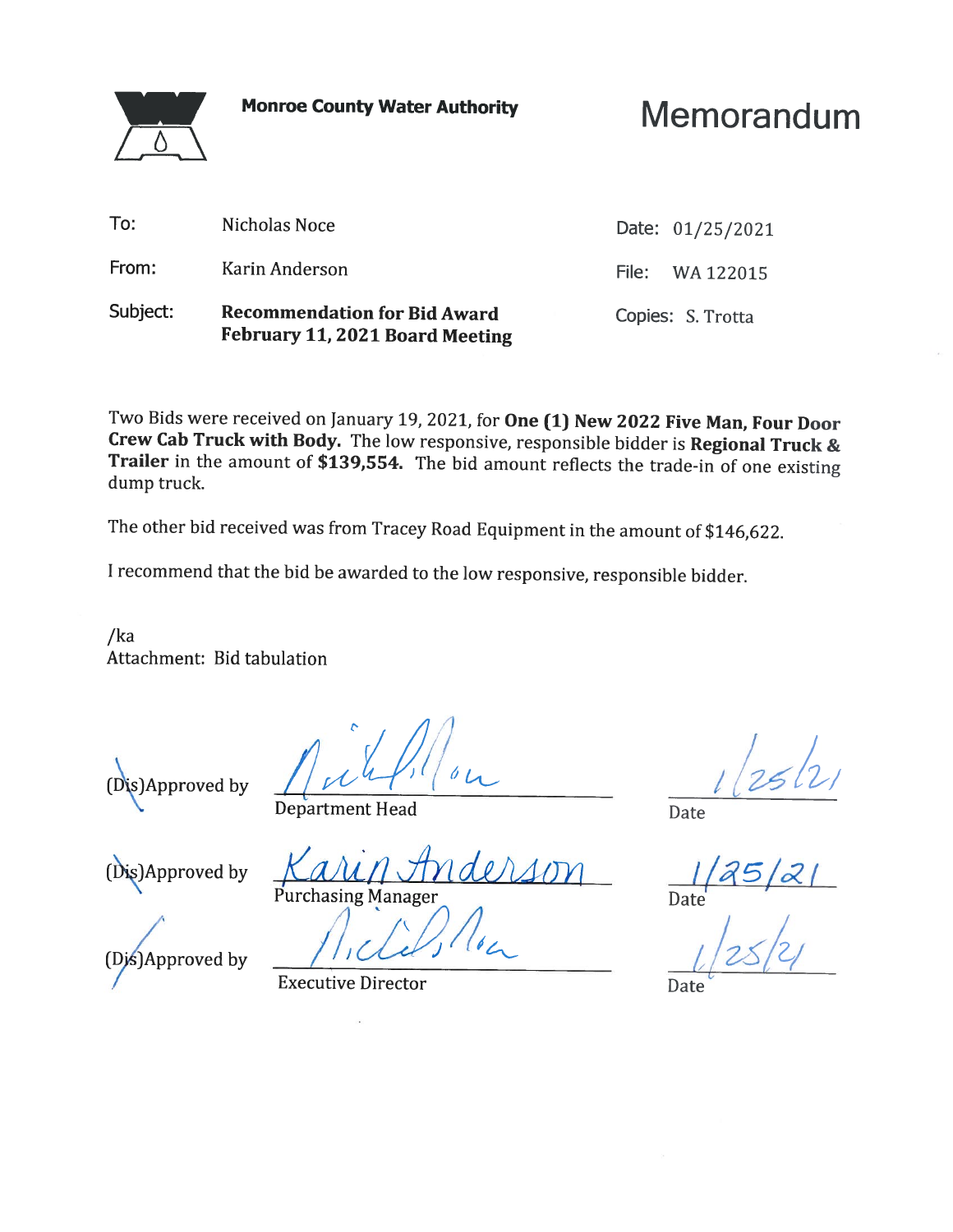**Monroe County Water Authority**

# Memorandum

| | | | |
|---|---|---|---|
| To: | Nicholas Noce | Date: | 01/25/2021 |
| From: | Karin Anderson | File: | WA 122015 |
| Subject: | **Recommendation for Bid Award February 11, 2021 Board Meeting** | Copies: | S. Trotta |

Two Bids were received on January 19, 2021, for **One (1) New 2022 Five Man, Four Door Crew Cab Truck with Body.** The low responsive, responsible bidder is **Regional Truck & Trailer** in the amount of **$139,554.** The bid amount reflects the trade-in of one existing dump truck.

The other bid received was from Tracey Road Equipment in the amount of $146,622.

I recommend that the bid be awarded to the low responsive, responsible bidder.

/ka
Attachment: Bid tabulation

(Dis)Approved by _Nicholas Noce_ Department Head — Date: 1/25/21

(Dis)Approved by _Karin Anderson_ Purchasing Manager — Date: 1/25/21

(Dis)Approved by _Nicholas Noce_ Executive Director — Date: 1/25/21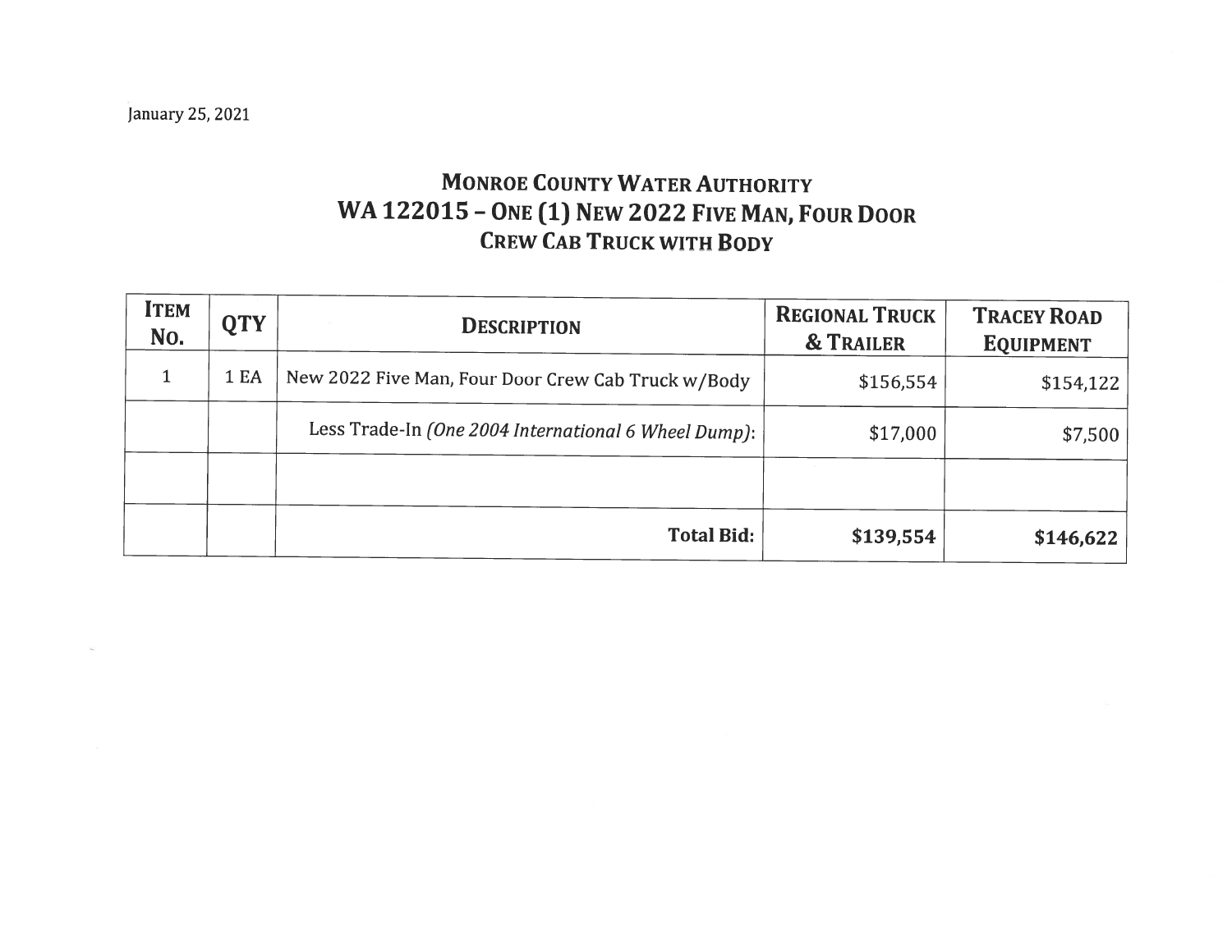January 25, 2021

# MONROE COUNTY WATER AUTHORITY
# WA 122015 – ONE (1) NEW 2022 FIVE MAN, FOUR DOOR CREW CAB TRUCK WITH BODY

| ITEM NO. | QTY | DESCRIPTION | REGIONAL TRUCK & TRAILER | TRACEY ROAD EQUIPMENT |
|---|---|---|---|---|
| 1 | 1 EA | New 2022 Five Man, Four Door Crew Cab Truck w/Body | $156,554 | $154,122 |
| | | Less Trade-In *(One 2004 International 6 Wheel Dump)*: | $17,000 | $7,500 |
| | | | | |
| | | **Total Bid:** | **$139,554** | **$146,622** |